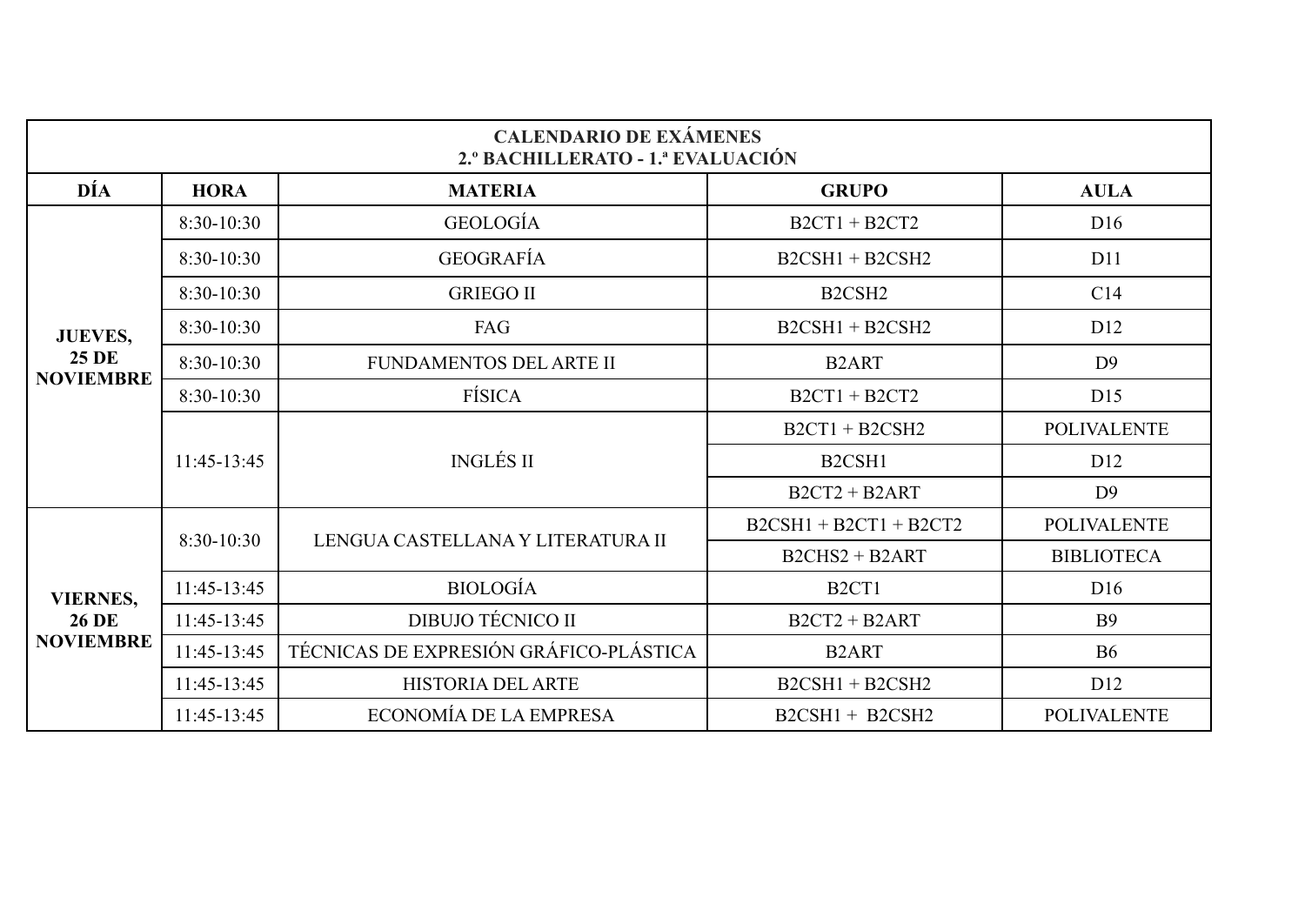**CALENDARIO DE EXÁMENES**
**2.º BACHILLERATO - 1.ª EVALUACIÓN**

| DÍA | HORA | MATERIA | GRUPO | AULA |
|---|---|---|---|---|
| JUEVES, 25 DE NOVIEMBRE | 8:30-10:30 | GEOLOGÍA | B2CT1 + B2CT2 | D16 |
| | 8:30-10:30 | GEOGRAFÍA | B2CSH1 + B2CSH2 | D11 |
| | 8:30-10:30 | GRIEGO II | B2CSH2 | C14 |
| | 8:30-10:30 | FAG | B2CSH1 + B2CSH2 | D12 |
| | 8:30-10:30 | FUNDAMENTOS DEL ARTE II | B2ART | D9 |
| | 8:30-10:30 | FÍSICA | B2CT1 + B2CT2 | D15 |
| | 11:45-13:45 | INGLÉS II | B2CT1 + B2CSH2 | POLIVALENTE |
| | | | B2CSH1 | D12 |
| | | | B2CT2 + B2ART | D9 |
| VIERNES, 26 DE NOVIEMBRE | 8:30-10:30 | LENGUA CASTELLANA Y LITERATURA II | B2CSH1 + B2CT1 + B2CT2 | POLIVALENTE |
| | | | B2CHS2 + B2ART | BIBLIOTECA |
| | 11:45-13:45 | BIOLOGÍA | B2CT1 | D16 |
| | 11:45-13:45 | DIBUJO TÉCNICO II | B2CT2 + B2ART | B9 |
| | 11:45-13:45 | TÉCNICAS DE EXPRESIÓN GRÁFICO-PLÁSTICA | B2ART | B6 |
| | 11:45-13:45 | HISTORIA DEL ARTE | B2CSH1 + B2CSH2 | D12 |
| | 11:45-13:45 | ECONOMÍA DE LA EMPRESA | B2CSH1 + B2CSH2 | POLIVALENTE |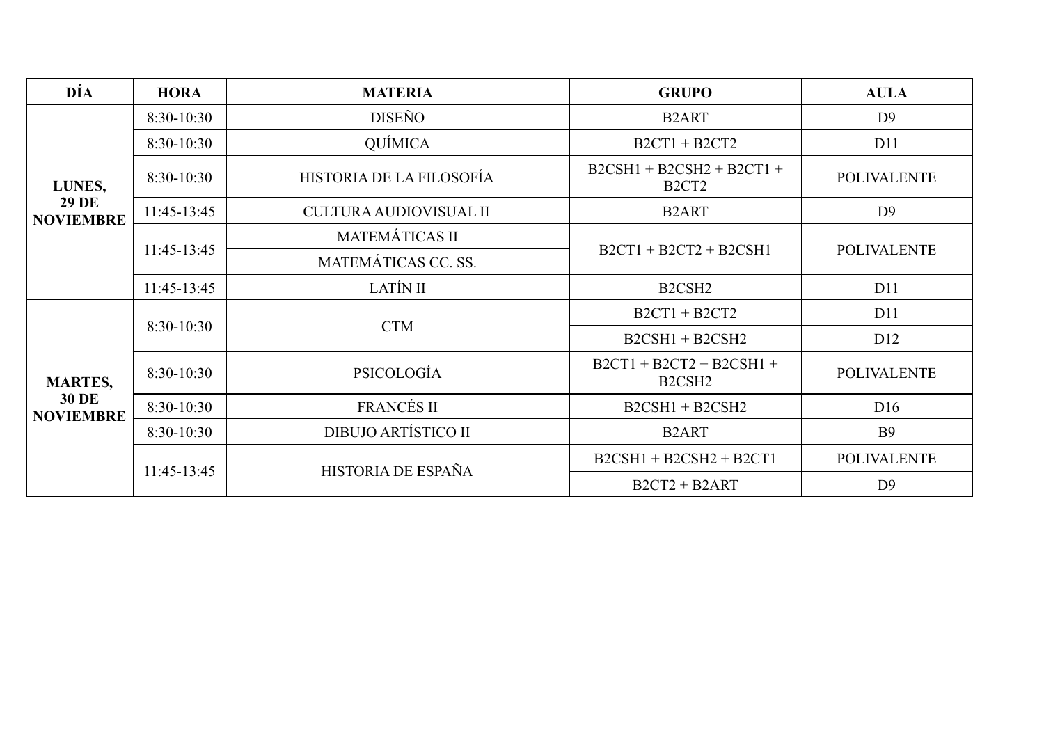| DÍA | HORA | MATERIA | GRUPO | AULA |
|---|---|---|---|---|
| LUNES, 29 DE NOVIEMBRE | 8:30-10:30 | DISEÑO | B2ART | D9 |
| | 8:30-10:30 | QUÍMICA | B2CT1 + B2CT2 | D11 |
| | 8:30-10:30 | HISTORIA DE LA FILOSOFÍA | B2CSH1 + B2CSH2 + B2CT1 + B2CT2 | POLIVALENTE |
| | 11:45-13:45 | CULTURA AUDIOVISUAL II | B2ART | D9 |
| | 11:45-13:45 | MATEMÁTICAS II | B2CT1 + B2CT2 + B2CSH1 | POLIVALENTE |
| | | MATEMÁTICAS CC. SS. | | |
| | 11:45-13:45 | LATÍN II | B2CSH2 | D11 |
| MARTES, 30 DE NOVIEMBRE | 8:30-10:30 | CTM | B2CT1 + B2CT2 | D11 |
| | | | B2CSH1 + B2CSH2 | D12 |
| | 8:30-10:30 | PSICOLOGÍA | B2CT1 + B2CT2 + B2CSH1 + B2CSH2 | POLIVALENTE |
| | 8:30-10:30 | FRANCÉS II | B2CSH1 + B2CSH2 | D16 |
| | 8:30-10:30 | DIBUJO ARTÍSTICO II | B2ART | B9 |
| | 11:45-13:45 | HISTORIA DE ESPAÑA | B2CSH1 + B2CSH2 + B2CT1 | POLIVALENTE |
| | | | B2CT2 + B2ART | D9 |